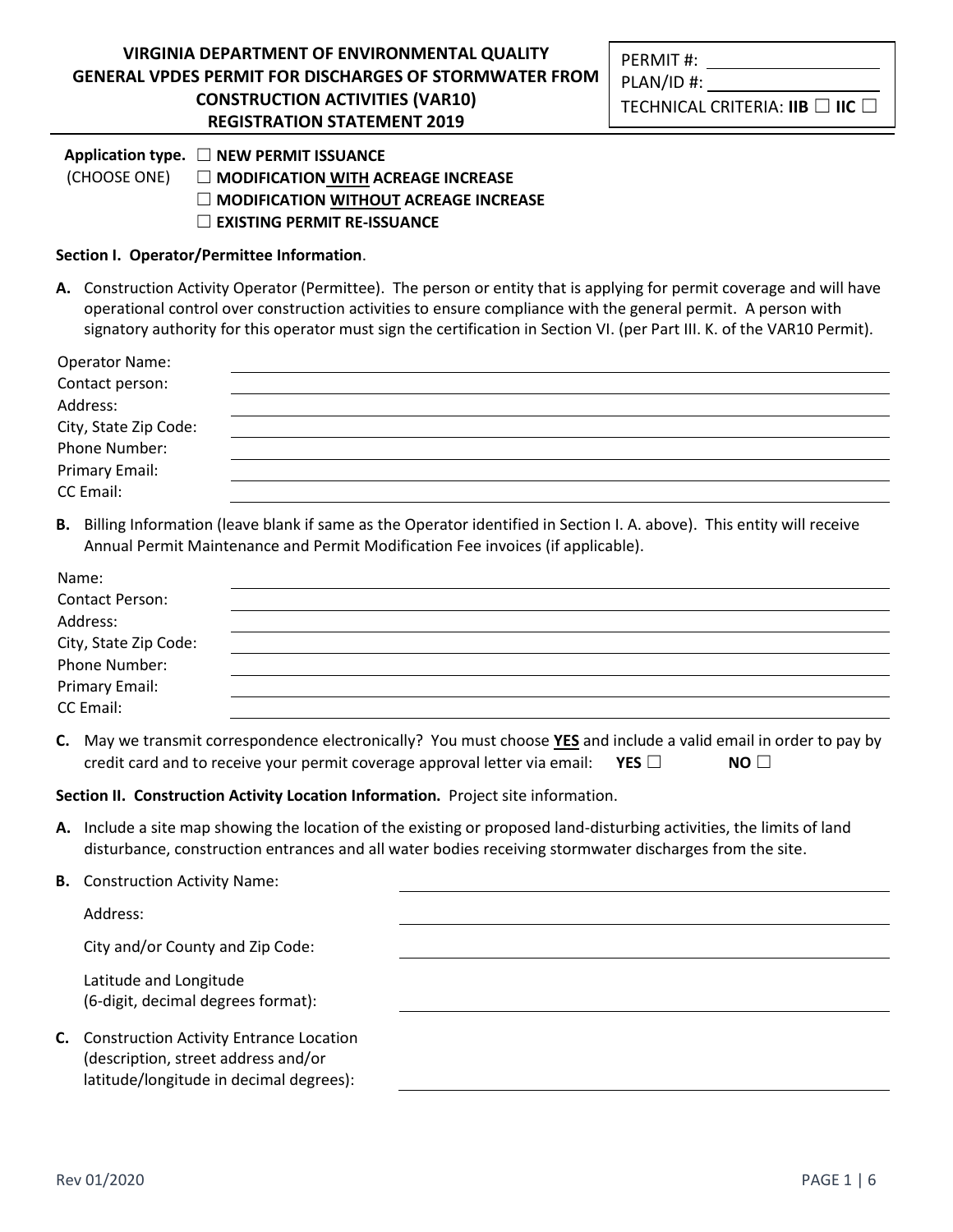# VIRGINIA DEPARTMENT OF ENVIRONMENTAL QUALITY
# GENERAL VPDES PERMIT FOR DISCHARGES OF STORMWATER FROM CONSTRUCTION ACTIVITIES (VAR10)
# REGISTRATION STATEMENT 2019

PERMIT #: ____________________
PLAN/ID #: ____________________
TECHNICAL CRITERIA: **IIB** ☐ **IIC** ☐

**Application type.** (CHOOSE ONE)
☐ **NEW PERMIT ISSUANCE**
☐ **MODIFICATION WITH ACREAGE INCREASE**
☐ **MODIFICATION WITHOUT ACREAGE INCREASE**
☐ **EXISTING PERMIT RE-ISSUANCE**

**Section I. Operator/Permittee Information**.

**A.** Construction Activity Operator (Permittee). The person or entity that is applying for permit coverage and will have operational control over construction activities to ensure compliance with the general permit. A person with signatory authority for this operator must sign the certification in Section VI. (per Part III. K. of the VAR10 Permit).

Operator Name: ____________________
Contact person: ____________________
Address: ____________________
City, State Zip Code: ____________________
Phone Number: ____________________
Primary Email: ____________________
CC Email: ____________________

**B.** Billing Information (leave blank if same as the Operator identified in Section I. A. above). This entity will receive Annual Permit Maintenance and Permit Modification Fee invoices (if applicable).

Name: ____________________
Contact Person: ____________________
Address: ____________________
City, State Zip Code: ____________________
Phone Number: ____________________
Primary Email: ____________________
CC Email: ____________________

**C.** May we transmit correspondence electronically? You must choose **YES** and include a valid email in order to pay by credit card and to receive your permit coverage approval letter via email: **YES** ☐ **NO** ☐

**Section II. Construction Activity Location Information.** Project site information.

**A.** Include a site map showing the location of the existing or proposed land-disturbing activities, the limits of land disturbance, construction entrances and all water bodies receiving stormwater discharges from the site.

**B.** Construction Activity Name: ____________________

Address: ____________________

City and/or County and Zip Code: ____________________

Latitude and Longitude (6-digit, decimal degrees format): ____________________

**C.** Construction Activity Entrance Location (description, street address and/or latitude/longitude in decimal degrees): ____________________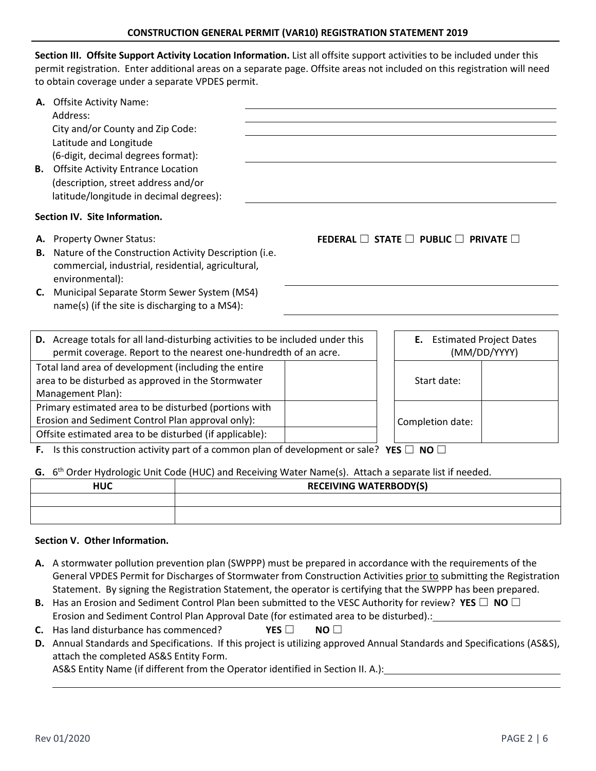## Section III. Offsite Support Activity Location Information.

**Section III. Offsite Support Activity Location Information.** List all offsite support activities to be included under this permit registration. Enter additional areas on a separate page. Offsite areas not included on this registration will need to obtain coverage under a separate VPDES permit.

**A.** Offsite Activity Name: ______________________
Address: ______________________
City and/or County and Zip Code: ______________________
Latitude and Longitude (6-digit, decimal degrees format): ______________________

**B.** Offsite Activity Entrance Location (description, street address and/or latitude/longitude in decimal degrees): ______________________

## Section IV. Site Information.

**A.** Property Owner Status: **FEDERAL ☐ STATE ☐ PUBLIC ☐ PRIVATE ☐**

**B.** Nature of the Construction Activity Description (i.e. commercial, industrial, residential, agricultural, environmental): ______________________

**C.** Municipal Separate Storm Sewer System (MS4) name(s) (if the site is discharging to a MS4): ______________________

| **D.** Acreage totals for all land-disturbing activities to be included under this permit coverage. Report to the nearest one-hundredth of an acre. | |
|---|---|
| Total land area of development (including the entire area to be disturbed as approved in the Stormwater Management Plan): | |
| Primary estimated area to be disturbed (portions with Erosion and Sediment Control Plan approval only): | |
| Offsite estimated area to be disturbed (if applicable): | |

| **E.** Estimated Project Dates (MM/DD/YYYY) | |
|---|---|
| Start date: | |
| Completion date: | |

**F.** Is this construction activity part of a common plan of development or sale? **YES ☐ NO ☐**

**G.** 6th Order Hydrologic Unit Code (HUC) and Receiving Water Name(s). Attach a separate list if needed.

| HUC | RECEIVING WATERBODY(S) |
|---|---|
| | |
| | |

## Section V. Other Information.

**A.** A stormwater pollution prevention plan (SWPPP) must be prepared in accordance with the requirements of the General VPDES Permit for Discharges of Stormwater from Construction Activities prior to submitting the Registration Statement. By signing the Registration Statement, the operator is certifying that the SWPPP has been prepared.

**B.** Has an Erosion and Sediment Control Plan been submitted to the VESC Authority for review? **YES ☐ NO ☐**
Erosion and Sediment Control Plan Approval Date (for estimated area to be disturbed).: ______________________

**C.** Has land disturbance has commenced? **YES ☐ NO ☐**

**D.** Annual Standards and Specifications. If this project is utilizing approved Annual Standards and Specifications (AS&S), attach the completed AS&S Entity Form.
AS&S Entity Name (if different from the Operator identified in Section II. A.): ______________________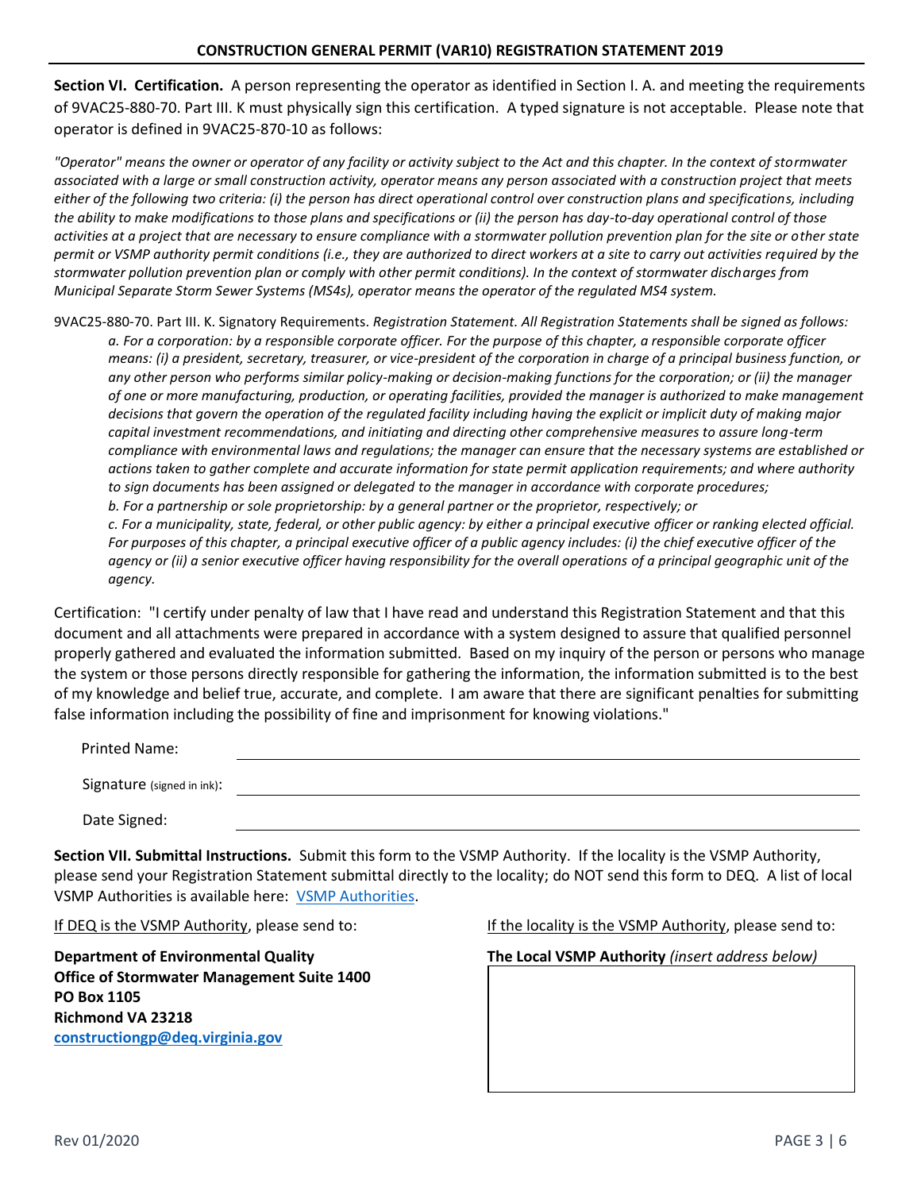**Section VI. Certification.** A person representing the operator as identified in Section I. A. and meeting the requirements of 9VAC25-880-70. Part III. K must physically sign this certification. A typed signature is not acceptable. Please note that operator is defined in 9VAC25-870-10 as follows:

*"Operator" means the owner or operator of any facility or activity subject to the Act and this chapter. In the context of stormwater associated with a large or small construction activity, operator means any person associated with a construction project that meets either of the following two criteria: (i) the person has direct operational control over construction plans and specifications, including the ability to make modifications to those plans and specifications or (ii) the person has day-to-day operational control of those activities at a project that are necessary to ensure compliance with a stormwater pollution prevention plan for the site or other state permit or VSMP authority permit conditions (i.e., they are authorized to direct workers at a site to carry out activities required by the stormwater pollution prevention plan or comply with other permit conditions). In the context of stormwater discharges from Municipal Separate Storm Sewer Systems (MS4s), operator means the operator of the regulated MS4 system.*

9VAC25-880-70. Part III. K. Signatory Requirements. *Registration Statement. All Registration Statements shall be signed as follows:*

*a. For a corporation: by a responsible corporate officer. For the purpose of this chapter, a responsible corporate officer means: (i) a president, secretary, treasurer, or vice-president of the corporation in charge of a principal business function, or any other person who performs similar policy-making or decision-making functions for the corporation; or (ii) the manager of one or more manufacturing, production, or operating facilities, provided the manager is authorized to make management decisions that govern the operation of the regulated facility including having the explicit or implicit duty of making major capital investment recommendations, and initiating and directing other comprehensive measures to assure long-term compliance with environmental laws and regulations; the manager can ensure that the necessary systems are established or actions taken to gather complete and accurate information for state permit application requirements; and where authority to sign documents has been assigned or delegated to the manager in accordance with corporate procedures;*

*b. For a partnership or sole proprietorship: by a general partner or the proprietor, respectively; or*

*c. For a municipality, state, federal, or other public agency: by either a principal executive officer or ranking elected official. For purposes of this chapter, a principal executive officer of a public agency includes: (i) the chief executive officer of the agency or (ii) a senior executive officer having responsibility for the overall operations of a principal geographic unit of the agency.*

Certification: "I certify under penalty of law that I have read and understand this Registration Statement and that this document and all attachments were prepared in accordance with a system designed to assure that qualified personnel properly gathered and evaluated the information submitted. Based on my inquiry of the person or persons who manage the system or those persons directly responsible for gathering the information, the information submitted is to the best of my knowledge and belief true, accurate, and complete. I am aware that there are significant penalties for submitting false information including the possibility of fine and imprisonment for knowing violations."

Printed Name: ______________________________

Signature (signed in ink): ______________________________

Date Signed: ______________________________

**Section VII. Submittal Instructions.** Submit this form to the VSMP Authority. If the locality is the VSMP Authority, please send your Registration Statement submittal directly to the locality; do NOT send this form to DEQ. A list of local VSMP Authorities is available here: VSMP Authorities.

If DEQ is the VSMP Authority, please send to:

**Department of Environmental Quality**
**Office of Stormwater Management Suite 1400**
**PO Box 1105**
**Richmond VA 23218**
**constructiongp@deq.virginia.gov**

If the locality is the VSMP Authority, please send to:

**The Local VSMP Authority** *(insert address below)*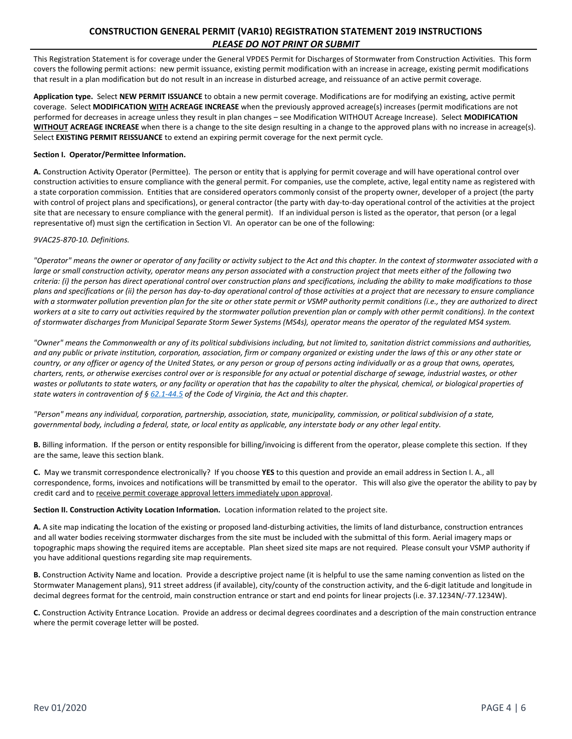# CONSTRUCTION GENERAL PERMIT (VAR10) REGISTRATION STATEMENT 2019 INSTRUCTIONS
## *PLEASE DO NOT PRINT OR SUBMIT*

This Registration Statement is for coverage under the General VPDES Permit for Discharges of Stormwater from Construction Activities. This form covers the following permit actions: new permit issuance, existing permit modification with an increase in acreage, existing permit modifications that result in a plan modification but do not result in an increase in disturbed acreage, and reissuance of an active permit coverage.

**Application type.** Select **NEW PERMIT ISSUANCE** to obtain a new permit coverage. Modifications are for modifying an existing, active permit coverage. Select **MODIFICATION WITH ACREAGE INCREASE** when the previously approved acreage(s) increases (permit modifications are not performed for decreases in acreage unless they result in plan changes – see Modification WITHOUT Acreage Increase). Select **MODIFICATION WITHOUT ACREAGE INCREASE** when there is a change to the site design resulting in a change to the approved plans with no increase in acreage(s). Select **EXISTING PERMIT REISSUANCE** to extend an expiring permit coverage for the next permit cycle.

**Section I. Operator/Permittee Information.**

**A.** Construction Activity Operator (Permittee). The person or entity that is applying for permit coverage and will have operational control over construction activities to ensure compliance with the general permit. For companies, use the complete, active, legal entity name as registered with a state corporation commission. Entities that are considered operators commonly consist of the property owner, developer of a project (the party with control of project plans and specifications), or general contractor (the party with day-to-day operational control of the activities at the project site that are necessary to ensure compliance with the general permit). If an individual person is listed as the operator, that person (or a legal representative of) must sign the certification in Section VI. An operator can be one of the following:

*9VAC25-870-10. Definitions.*

*"Operator" means the owner or operator of any facility or activity subject to the Act and this chapter. In the context of stormwater associated with a large or small construction activity, operator means any person associated with a construction project that meets either of the following two criteria: (i) the person has direct operational control over construction plans and specifications, including the ability to make modifications to those plans and specifications or (ii) the person has day-to-day operational control of those activities at a project that are necessary to ensure compliance with a stormwater pollution prevention plan for the site or other state permit or VSMP authority permit conditions (i.e., they are authorized to direct workers at a site to carry out activities required by the stormwater pollution prevention plan or comply with other permit conditions). In the context of stormwater discharges from Municipal Separate Storm Sewer Systems (MS4s), operator means the operator of the regulated MS4 system.*

*"Owner" means the Commonwealth or any of its political subdivisions including, but not limited to, sanitation district commissions and authorities, and any public or private institution, corporation, association, firm or company organized or existing under the laws of this or any other state or country, or any officer or agency of the United States, or any person or group of persons acting individually or as a group that owns, operates, charters, rents, or otherwise exercises control over or is responsible for any actual or potential discharge of sewage, industrial wastes, or other wastes or pollutants to state waters, or any facility or operation that has the capability to alter the physical, chemical, or biological properties of state waters in contravention of § 62.1-44.5 of the Code of Virginia, the Act and this chapter.*

*"Person" means any individual, corporation, partnership, association, state, municipality, commission, or political subdivision of a state, governmental body, including a federal, state, or local entity as applicable, any interstate body or any other legal entity.*

**B.** Billing information. If the person or entity responsible for billing/invoicing is different from the operator, please complete this section. If they are the same, leave this section blank.

**C.** May we transmit correspondence electronically? If you choose **YES** to this question and provide an email address in Section I. A., all correspondence, forms, invoices and notifications will be transmitted by email to the operator. This will also give the operator the ability to pay by credit card and to receive permit coverage approval letters immediately upon approval.

**Section II. Construction Activity Location Information.** Location information related to the project site.

**A.** A site map indicating the location of the existing or proposed land-disturbing activities, the limits of land disturbance, construction entrances and all water bodies receiving stormwater discharges from the site must be included with the submittal of this form. Aerial imagery maps or topographic maps showing the required items are acceptable. Plan sheet sized site maps are not required. Please consult your VSMP authority if you have additional questions regarding site map requirements.

**B.** Construction Activity Name and location. Provide a descriptive project name (it is helpful to use the same naming convention as listed on the Stormwater Management plans), 911 street address (if available), city/county of the construction activity, and the 6-digit latitude and longitude in decimal degrees format for the centroid, main construction entrance or start and end points for linear projects (i.e. 37.1234N/-77.1234W).

**C.** Construction Activity Entrance Location. Provide an address or decimal degrees coordinates and a description of the main construction entrance where the permit coverage letter will be posted.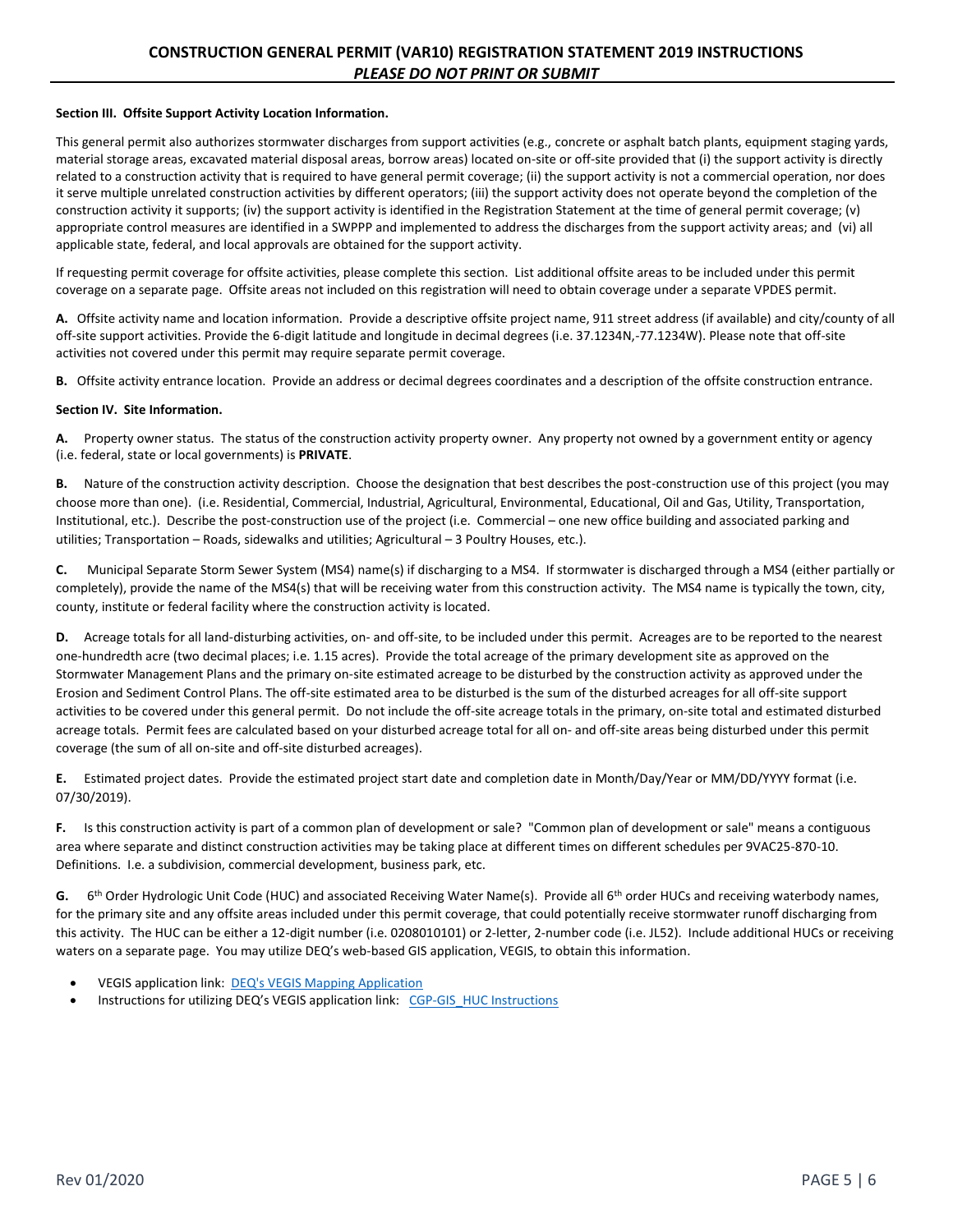**Section III. Offsite Support Activity Location Information.**

This general permit also authorizes stormwater discharges from support activities (e.g., concrete or asphalt batch plants, equipment staging yards, material storage areas, excavated material disposal areas, borrow areas) located on-site or off-site provided that (i) the support activity is directly related to a construction activity that is required to have general permit coverage; (ii) the support activity is not a commercial operation, nor does it serve multiple unrelated construction activities by different operators; (iii) the support activity does not operate beyond the completion of the construction activity it supports; (iv) the support activity is identified in the Registration Statement at the time of general permit coverage; (v) appropriate control measures are identified in a SWPPP and implemented to address the discharges from the support activity areas; and (vi) all applicable state, federal, and local approvals are obtained for the support activity.

If requesting permit coverage for offsite activities, please complete this section. List additional offsite areas to be included under this permit coverage on a separate page. Offsite areas not included on this registration will need to obtain coverage under a separate VPDES permit.

**A.** Offsite activity name and location information. Provide a descriptive offsite project name, 911 street address (if available) and city/county of all off-site support activities. Provide the 6-digit latitude and longitude in decimal degrees (i.e. 37.1234N,-77.1234W). Please note that off-site activities not covered under this permit may require separate permit coverage.

**B.** Offsite activity entrance location. Provide an address or decimal degrees coordinates and a description of the offsite construction entrance.

**Section IV. Site Information.**

**A.** Property owner status. The status of the construction activity property owner. Any property not owned by a government entity or agency (i.e. federal, state or local governments) is **PRIVATE**.

**B.** Nature of the construction activity description. Choose the designation that best describes the post-construction use of this project (you may choose more than one). (i.e. Residential, Commercial, Industrial, Agricultural, Environmental, Educational, Oil and Gas, Utility, Transportation, Institutional, etc.). Describe the post-construction use of the project (i.e. Commercial – one new office building and associated parking and utilities; Transportation – Roads, sidewalks and utilities; Agricultural – 3 Poultry Houses, etc.).

**C.** Municipal Separate Storm Sewer System (MS4) name(s) if discharging to a MS4. If stormwater is discharged through a MS4 (either partially or completely), provide the name of the MS4(s) that will be receiving water from this construction activity. The MS4 name is typically the town, city, county, institute or federal facility where the construction activity is located.

**D.** Acreage totals for all land-disturbing activities, on- and off-site, to be included under this permit. Acreages are to be reported to the nearest one-hundredth acre (two decimal places; i.e. 1.15 acres). Provide the total acreage of the primary development site as approved on the Stormwater Management Plans and the primary on-site estimated acreage to be disturbed by the construction activity as approved under the Erosion and Sediment Control Plans. The off-site estimated area to be disturbed is the sum of the disturbed acreages for all off-site support activities to be covered under this general permit. Do not include the off-site acreage totals in the primary, on-site total and estimated disturbed acreage totals. Permit fees are calculated based on your disturbed acreage total for all on- and off-site areas being disturbed under this permit coverage (the sum of all on-site and off-site disturbed acreages).

**E.** Estimated project dates. Provide the estimated project start date and completion date in Month/Day/Year or MM/DD/YYYY format (i.e. 07/30/2019).

**F.** Is this construction activity is part of a common plan of development or sale? "Common plan of development or sale" means a contiguous area where separate and distinct construction activities may be taking place at different times on different schedules per 9VAC25-870-10. Definitions. I.e. a subdivision, commercial development, business park, etc.

**G.** 6th Order Hydrologic Unit Code (HUC) and associated Receiving Water Name(s). Provide all 6th order HUCs and receiving waterbody names, for the primary site and any offsite areas included under this permit coverage, that could potentially receive stormwater runoff discharging from this activity. The HUC can be either a 12-digit number (i.e. 0208010101) or 2-letter, 2-number code (i.e. JL52). Include additional HUCs or receiving waters on a separate page. You may utilize DEQ's web-based GIS application, VEGIS, to obtain this information.

- VEGIS application link: DEQ's VEGIS Mapping Application
- Instructions for utilizing DEQ's VEGIS application link: CGP-GIS_HUC Instructions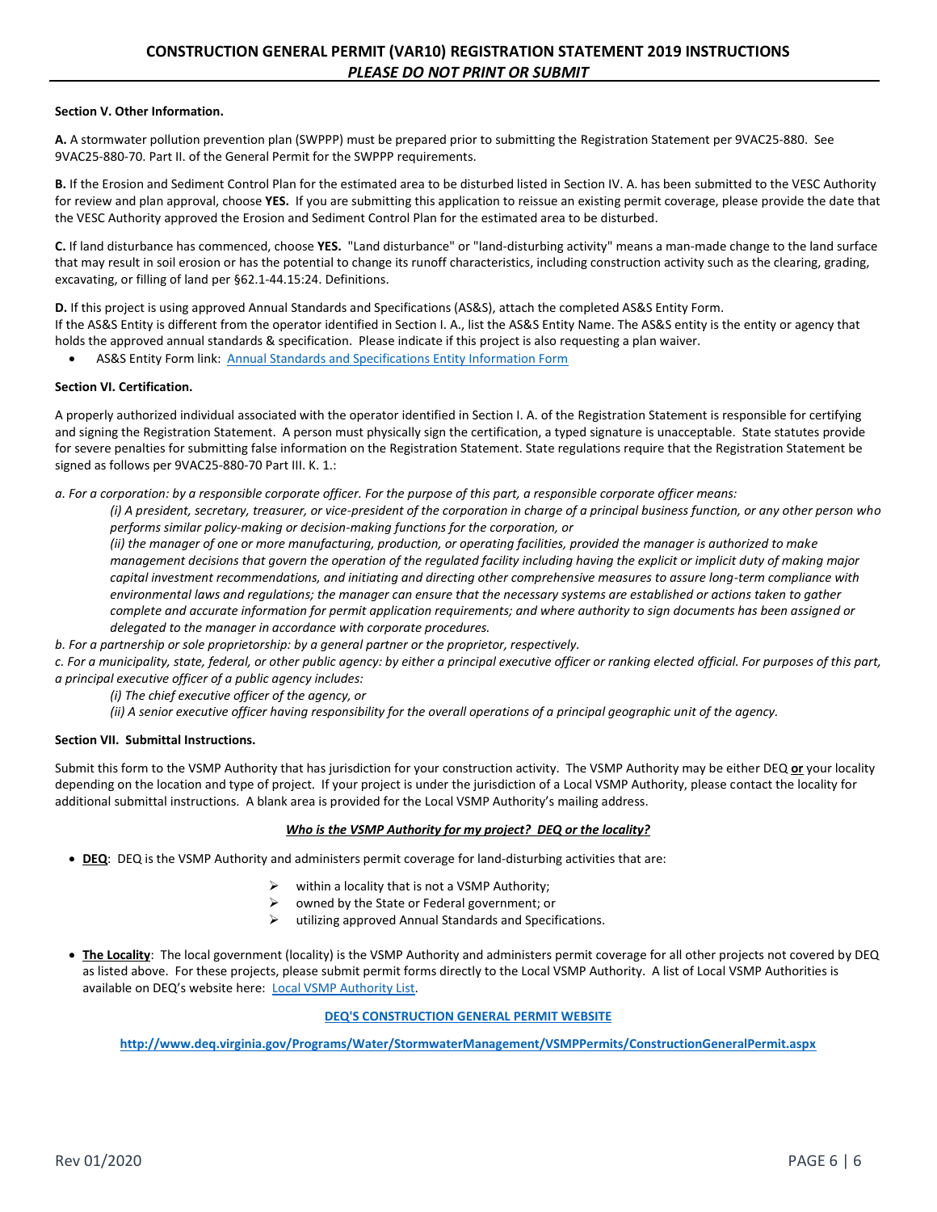**Section V. Other Information.**

**A.** A stormwater pollution prevention plan (SWPPP) must be prepared prior to submitting the Registration Statement per 9VAC25-880. See 9VAC25-880-70. Part II. of the General Permit for the SWPPP requirements.

**B.** If the Erosion and Sediment Control Plan for the estimated area to be disturbed listed in Section IV. A. has been submitted to the VESC Authority for review and plan approval, choose **YES.** If you are submitting this application to reissue an existing permit coverage, please provide the date that the VESC Authority approved the Erosion and Sediment Control Plan for the estimated area to be disturbed.

**C.** If land disturbance has commenced, choose **YES.** "Land disturbance" or "land-disturbing activity" means a man-made change to the land surface that may result in soil erosion or has the potential to change its runoff characteristics, including construction activity such as the clearing, grading, excavating, or filling of land per §62.1-44.15:24. Definitions.

**D.** If this project is using approved Annual Standards and Specifications (AS&S), attach the completed AS&S Entity Form.
If the AS&S Entity is different from the operator identified in Section I. A., list the AS&S Entity Name. The AS&S entity is the entity or agency that holds the approved annual standards & specification. Please indicate if this project is also requesting a plan waiver.

- AS&S Entity Form link: [Annual Standards and Specifications Entity Information Form]

**Section VI. Certification.**

A properly authorized individual associated with the operator identified in Section I. A. of the Registration Statement is responsible for certifying and signing the Registration Statement. A person must physically sign the certification, a typed signature is unacceptable. State statutes provide for severe penalties for submitting false information on the Registration Statement. State regulations require that the Registration Statement be signed as follows per 9VAC25-880-70 Part III. K. 1.:

*a. For a corporation: by a responsible corporate officer. For the purpose of this part, a responsible corporate officer means:*

*(i) A president, secretary, treasurer, or vice-president of the corporation in charge of a principal business function, or any other person who performs similar policy-making or decision-making functions for the corporation, or*

*(ii) the manager of one or more manufacturing, production, or operating facilities, provided the manager is authorized to make management decisions that govern the operation of the regulated facility including having the explicit or implicit duty of making major capital investment recommendations, and initiating and directing other comprehensive measures to assure long-term compliance with environmental laws and regulations; the manager can ensure that the necessary systems are established or actions taken to gather complete and accurate information for permit application requirements; and where authority to sign documents has been assigned or delegated to the manager in accordance with corporate procedures.*

*b. For a partnership or sole proprietorship: by a general partner or the proprietor, respectively.*

*c. For a municipality, state, federal, or other public agency: by either a principal executive officer or ranking elected official. For purposes of this part, a principal executive officer of a public agency includes:*

*(i) The chief executive officer of the agency, or*

*(ii) A senior executive officer having responsibility for the overall operations of a principal geographic unit of the agency.*

**Section VII. Submittal Instructions.**

Submit this form to the VSMP Authority that has jurisdiction for your construction activity. The VSMP Authority may be either DEQ **or** your locality depending on the location and type of project. If your project is under the jurisdiction of a Local VSMP Authority, please contact the locality for additional submittal instructions. A blank area is provided for the Local VSMP Authority's mailing address.

***Who is the VSMP Authority for my project? DEQ or the locality?***

- **DEQ**: DEQ is the VSMP Authority and administers permit coverage for land-disturbing activities that are:
  - within a locality that is not a VSMP Authority;
  - owned by the State or Federal government; or
  - utilizing approved Annual Standards and Specifications.

- **The Locality**: The local government (locality) is the VSMP Authority and administers permit coverage for all other projects not covered by DEQ as listed above. For these projects, please submit permit forms directly to the Local VSMP Authority. A list of Local VSMP Authorities is available on DEQ's website here: [Local VSMP Authority List].

**DEQ'S CONSTRUCTION GENERAL PERMIT WEBSITE**

**http://www.deq.virginia.gov/Programs/Water/StormwaterManagement/VSMPPermits/ConstructionGeneralPermit.aspx**